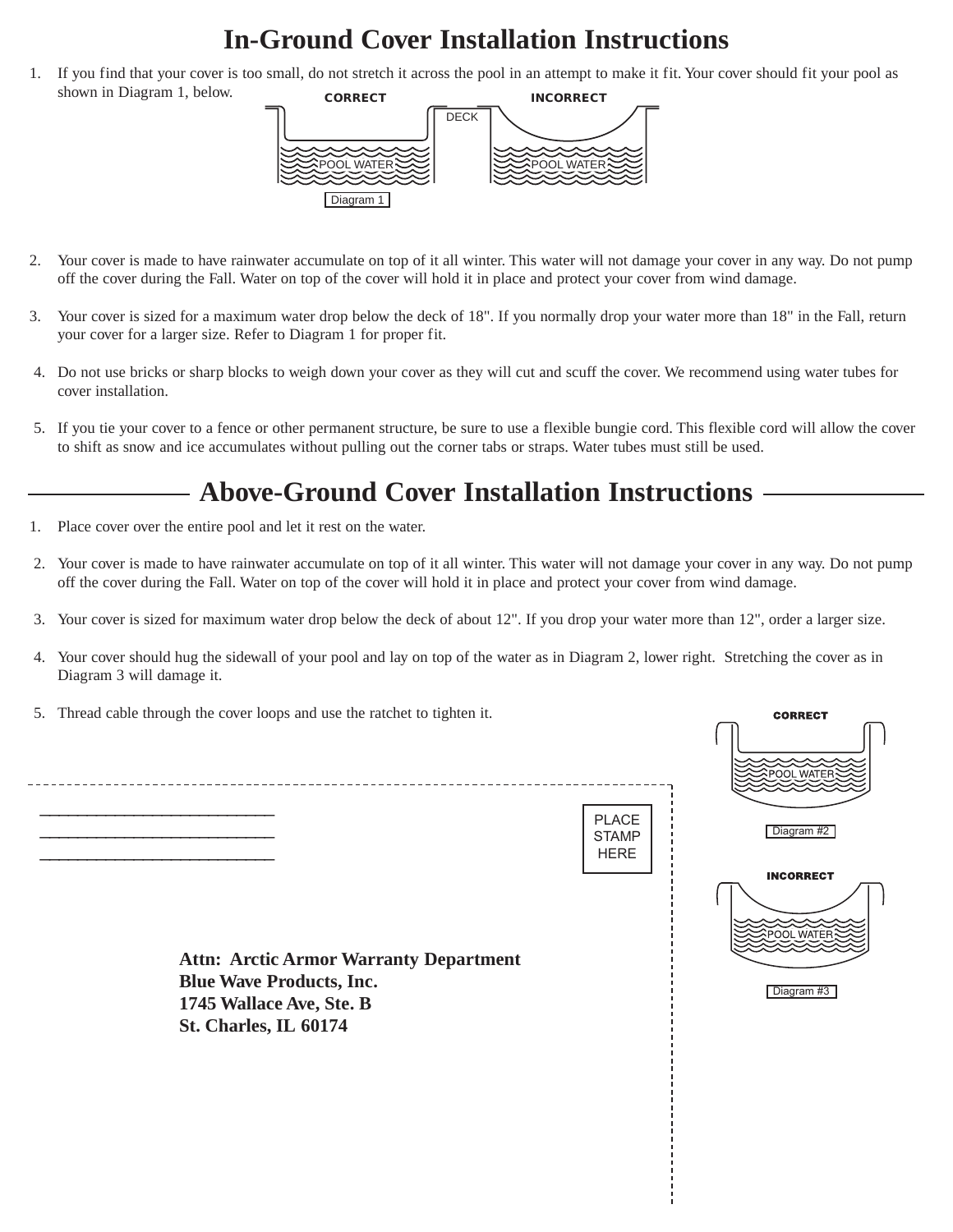# In-Ground Cover Installation Instructions

1. If you find that your cover is too small, do not stretch it across the pool in an attempt to make it fit. Your cover should fit your pool as shown in Diagram 1, below.

CORRECT | DECK | INCORRECT

POOL WATER | POOL WATER

Diagram 1

2. Your cover is made to have rainwater accumulate on top of it all winter. This water will not damage your cover in any way. Do not pump off the cover during the Fall. Water on top of the cover will hold it in place and protect your cover from wind damage.

3. Your cover is sized for a maximum water drop below the deck of 18". If you normally drop your water more than 18" in the Fall, return your cover for a larger size. Refer to Diagram 1 for proper fit.

4. Do not use bricks or sharp blocks to weigh down your cover as they will cut and scuff the cover. We recommend using water tubes for cover installation.

5. If you tie your cover to a fence or other permanent structure, be sure to use a flexible bungie cord. This flexible cord will allow the cover to shift as snow and ice accumulates without pulling out the corner tabs or straps. Water tubes must still be used.

# Above-Ground Cover Installation Instructions

1. Place cover over the entire pool and let it rest on the water.

2. Your cover is made to have rainwater accumulate on top of it all winter. This water will not damage your cover in any way. Do not pump off the cover during the Fall. Water on top of the cover will hold it in place and protect your cover from wind damage.

3. Your cover is sized for maximum water drop below the deck of about 12". If you drop your water more than 12", order a larger size.

4. Your cover should hug the sidewall of your pool and lay on top of the water as in Diagram 2, lower right. Stretching the cover as in Diagram 3 will damage it.

5. Thread cable through the cover loops and use the ratchet to tighten it.

CORRECT

POOL WATER

Diagram #2

INCORRECT

POOL WATER

Diagram #3

\_\_\_\_\_\_\_\_\_\_\_\_\_\_\_\_\_\_\_\_\_\_\_\_\_\_\_\_\_\_

\_\_\_\_\_\_\_\_\_\_\_\_\_\_\_\_\_\_\_\_\_\_\_\_\_\_\_\_\_\_

\_\_\_\_\_\_\_\_\_\_\_\_\_\_\_\_\_\_\_\_\_\_\_\_\_\_\_\_\_\_

PLACE STAMP HERE

**Attn: Arctic Armor Warranty Department**
**Blue Wave Products, Inc.**
**1745 Wallace Ave, Ste. B**
**St. Charles, IL 60174**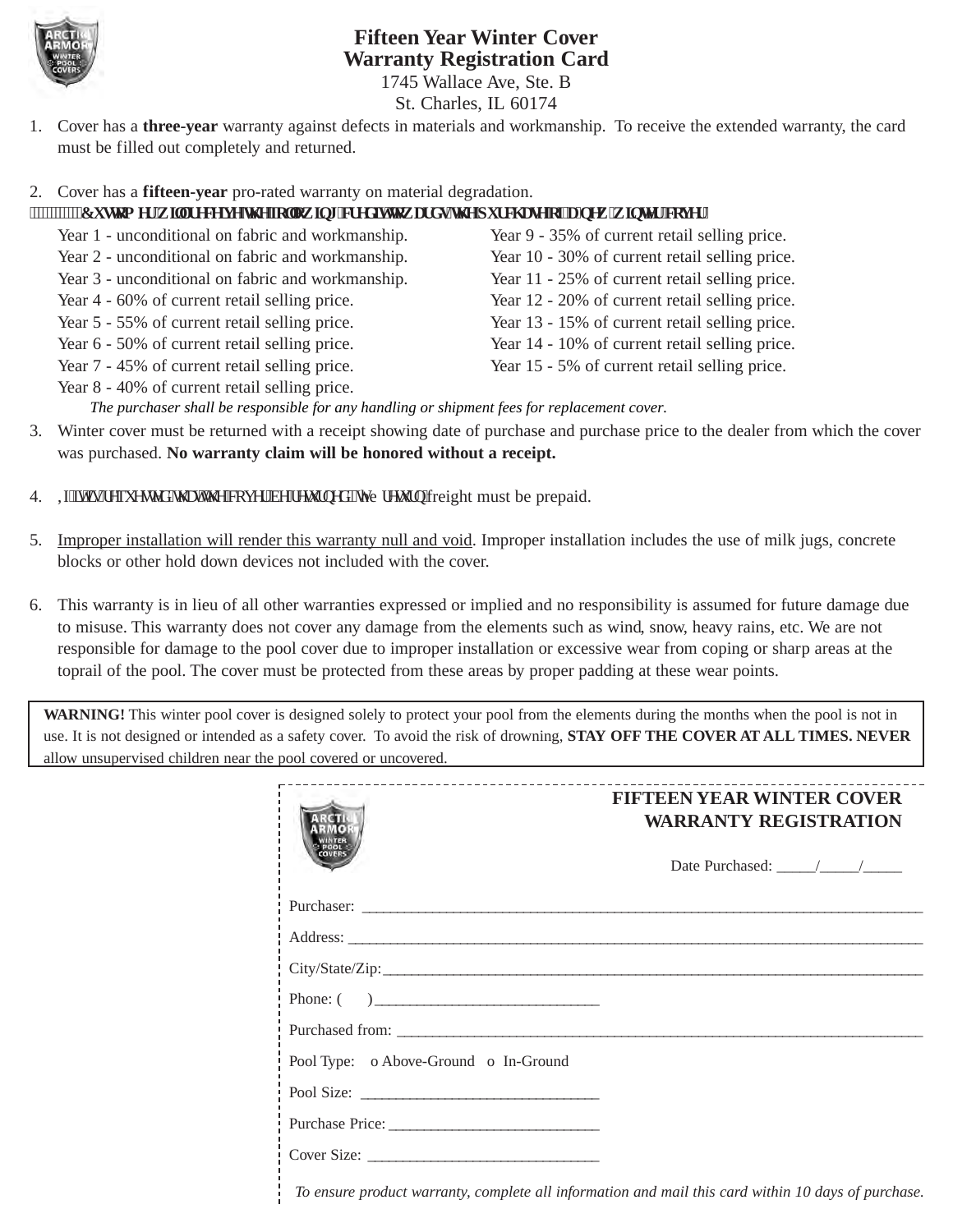# Fifteen Year Winter Cover Warranty Registration Card

1745 Wallace Ave, Ste. B
St. Charles, IL 60174

1. Cover has a **three-year** warranty against defects in materials and workmanship. To receive the extended warranty, the card must be filled out completely and returned.

2. Cover has a **fifteen-year** pro-rated warranty on material degradation.
   Customer will receive the following credit towards the purchase of a new winter cover:
   - Year 1 - unconditional on fabric and workmanship.
   - Year 2 - unconditional on fabric and workmanship.
   - Year 3 - unconditional on fabric and workmanship.
   - Year 4 - 60% of current retail selling price.
   - Year 5 - 55% of current retail selling price.
   - Year 6 - 50% of current retail selling price.
   - Year 7 - 45% of current retail selling price.
   - Year 8 - 40% of current retail selling price.
   - Year 9 - 35% of current retail selling price.
   - Year 10 - 30% of current retail selling price.
   - Year 11 - 25% of current retail selling price.
   - Year 12 - 20% of current retail selling price.
   - Year 13 - 15% of current retail selling price.
   - Year 14 - 10% of current retail selling price.
   - Year 15 - 5% of current retail selling price.

   *The purchaser shall be responsible for any handling or shipment fees for replacement cover.*

3. Winter cover must be returned with a receipt showing date of purchase and purchase price to the dealer from which the cover was purchased. **No warranty claim will be honored without a receipt.**

4. If it is requested that the cover be returned, the return freight must be prepaid.

5. Improper installation will render this warranty null and void. Improper installation includes the use of milk jugs, concrete blocks or other hold down devices not included with the cover.

6. This warranty is in lieu of all other warranties expressed or implied and no responsibility is assumed for future damage due to misuse. This warranty does not cover any damage from the elements such as wind, snow, heavy rains, etc. We are not responsible for damage to the pool cover due to improper installation or excessive wear from coping or sharp areas at the toprail of the pool. The cover must be protected from these areas by proper padding at these wear points.

**WARNING!** This winter pool cover is designed solely to protect your pool from the elements during the months when the pool is not in use. It is not designed or intended as a safety cover. To avoid the risk of drowning, **STAY OFF THE COVER AT ALL TIMES. NEVER** allow unsupervised children near the pool covered or uncovered.

---

## FIFTEEN YEAR WINTER COVER WARRANTY REGISTRATION

Date Purchased: _____/_____/_____

Purchaser: ______________________________

Address: ______________________________

City/State/Zip: ______________________________

Phone: (      ) ______________________________

Purchased from: ______________________________

Pool Type: o Above-Ground o In-Ground

Pool Size: ______________________________

Purchase Price: ______________________________

Cover Size: ______________________________

*To ensure product warranty, complete all information and mail this card within 10 days of purchase.*